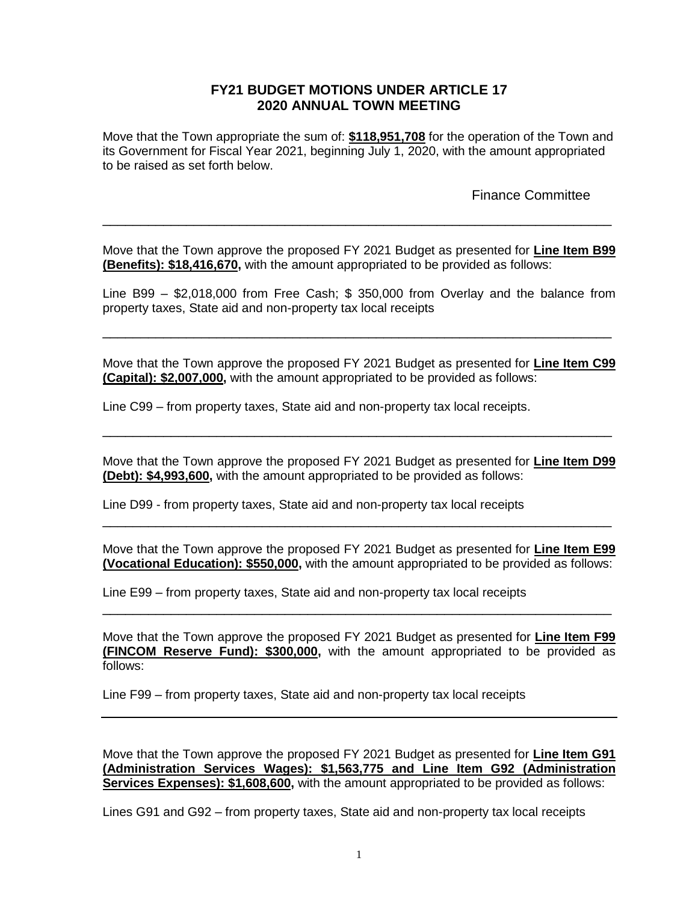# FY21 BUDGET MOTIONS UNDER ARTICLE 17
# 2020 ANNUAL TOWN MEETING

Move that the Town appropriate the sum of: **$118,951,708** for the operation of the Town and its Government for Fiscal Year 2021, beginning July 1, 2020, with the amount appropriated to be raised as set forth below.

Finance Committee

---

Move that the Town approve the proposed FY 2021 Budget as presented for **Line Item B99 (Benefits): $18,416,670,** with the amount appropriated to be provided as follows:

Line B99 – $2,018,000 from Free Cash; $ 350,000 from Overlay and the balance from property taxes, State aid and non-property tax local receipts

---

Move that the Town approve the proposed FY 2021 Budget as presented for **Line Item C99 (Capital): $2,007,000,** with the amount appropriated to be provided as follows:

Line C99 – from property taxes, State aid and non-property tax local receipts.

---

Move that the Town approve the proposed FY 2021 Budget as presented for **Line Item D99 (Debt): $4,993,600,** with the amount appropriated to be provided as follows:

Line D99 - from property taxes, State aid and non-property tax local receipts

---

Move that the Town approve the proposed FY 2021 Budget as presented for **Line Item E99 (Vocational Education): $550,000,** with the amount appropriated to be provided as follows:

Line E99 – from property taxes, State aid and non-property tax local receipts

---

Move that the Town approve the proposed FY 2021 Budget as presented for **Line Item F99 (FINCOM Reserve Fund): $300,000,** with the amount appropriated to be provided as follows:

Line F99 – from property taxes, State aid and non-property tax local receipts

---

Move that the Town approve the proposed FY 2021 Budget as presented for **Line Item G91 (Administration Services Wages): $1,563,775 and Line Item G92 (Administration Services Expenses): $1,608,600,** with the amount appropriated to be provided as follows:

Lines G91 and G92 – from property taxes, State aid and non-property tax local receipts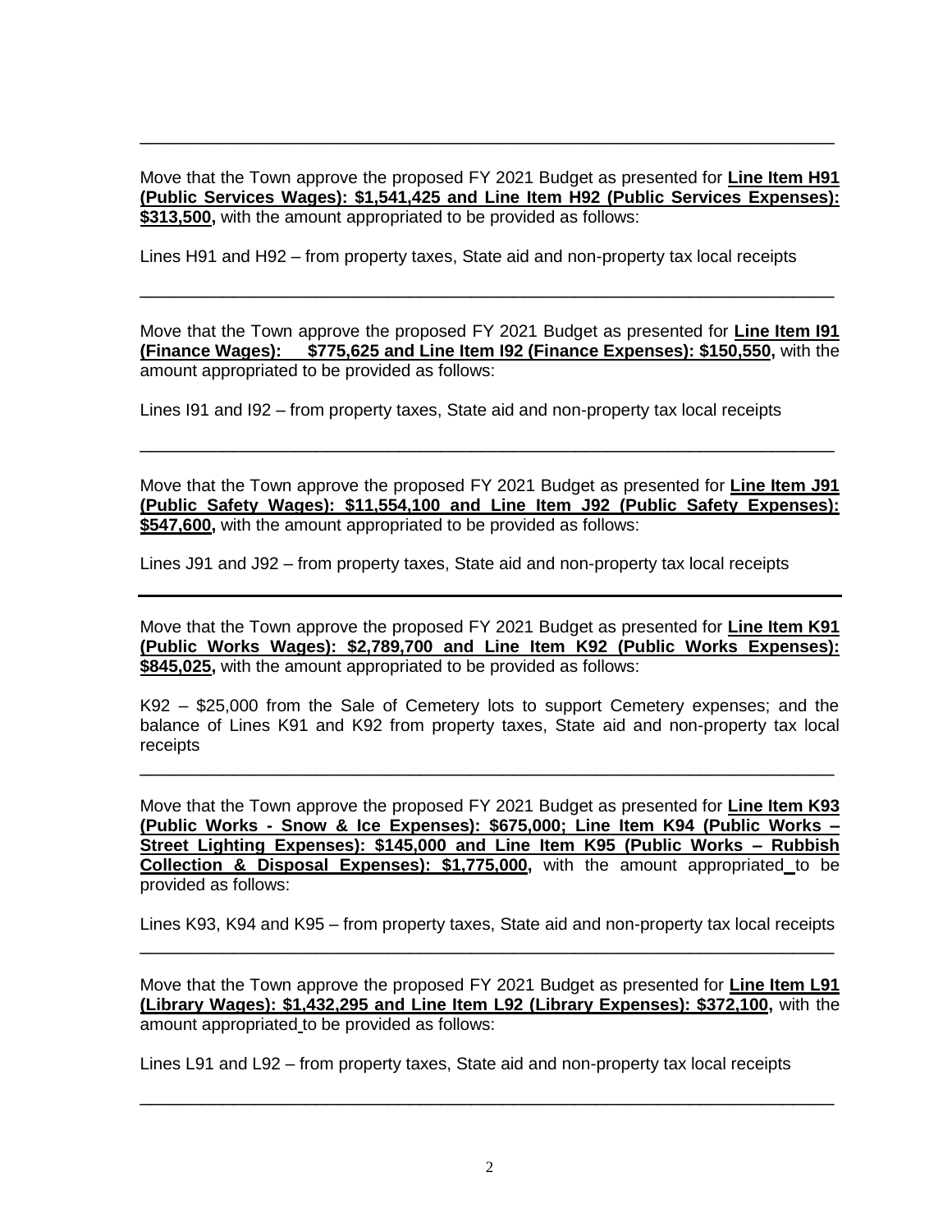---

Move that the Town approve the proposed FY 2021 Budget as presented for **Line Item H91 (Public Services Wages): $1,541,425 and Line Item H92 (Public Services Expenses): $313,500,** with the amount appropriated to be provided as follows:

Lines H91 and H92 – from property taxes, State aid and non-property tax local receipts

---

Move that the Town approve the proposed FY 2021 Budget as presented for **Line Item I91 (Finance Wages): $775,625 and Line Item I92 (Finance Expenses): $150,550,** with the amount appropriated to be provided as follows:

Lines I91 and I92 – from property taxes, State aid and non-property tax local receipts

---

Move that the Town approve the proposed FY 2021 Budget as presented for **Line Item J91 (Public Safety Wages): $11,554,100 and Line Item J92 (Public Safety Expenses): $547,600,** with the amount appropriated to be provided as follows:

Lines J91 and J92 – from property taxes, State aid and non-property tax local receipts

---

Move that the Town approve the proposed FY 2021 Budget as presented for **Line Item K91 (Public Works Wages): $2,789,700 and Line Item K92 (Public Works Expenses): $845,025,** with the amount appropriated to be provided as follows:

K92 – $25,000 from the Sale of Cemetery lots to support Cemetery expenses; and the balance of Lines K91 and K92 from property taxes, State aid and non-property tax local receipts

---

Move that the Town approve the proposed FY 2021 Budget as presented for **Line Item K93 (Public Works - Snow & Ice Expenses): $675,000; Line Item K94 (Public Works – Street Lighting Expenses): $145,000 and Line Item K95 (Public Works – Rubbish Collection & Disposal Expenses): $1,775,000,** with the amount appropriated to be provided as follows:

Lines K93, K94 and K95 – from property taxes, State aid and non-property tax local receipts

---

Move that the Town approve the proposed FY 2021 Budget as presented for **Line Item L91 (Library Wages): $1,432,295 and Line Item L92 (Library Expenses): $372,100,** with the amount appropriated to be provided as follows:

Lines L91 and L92 – from property taxes, State aid and non-property tax local receipts

---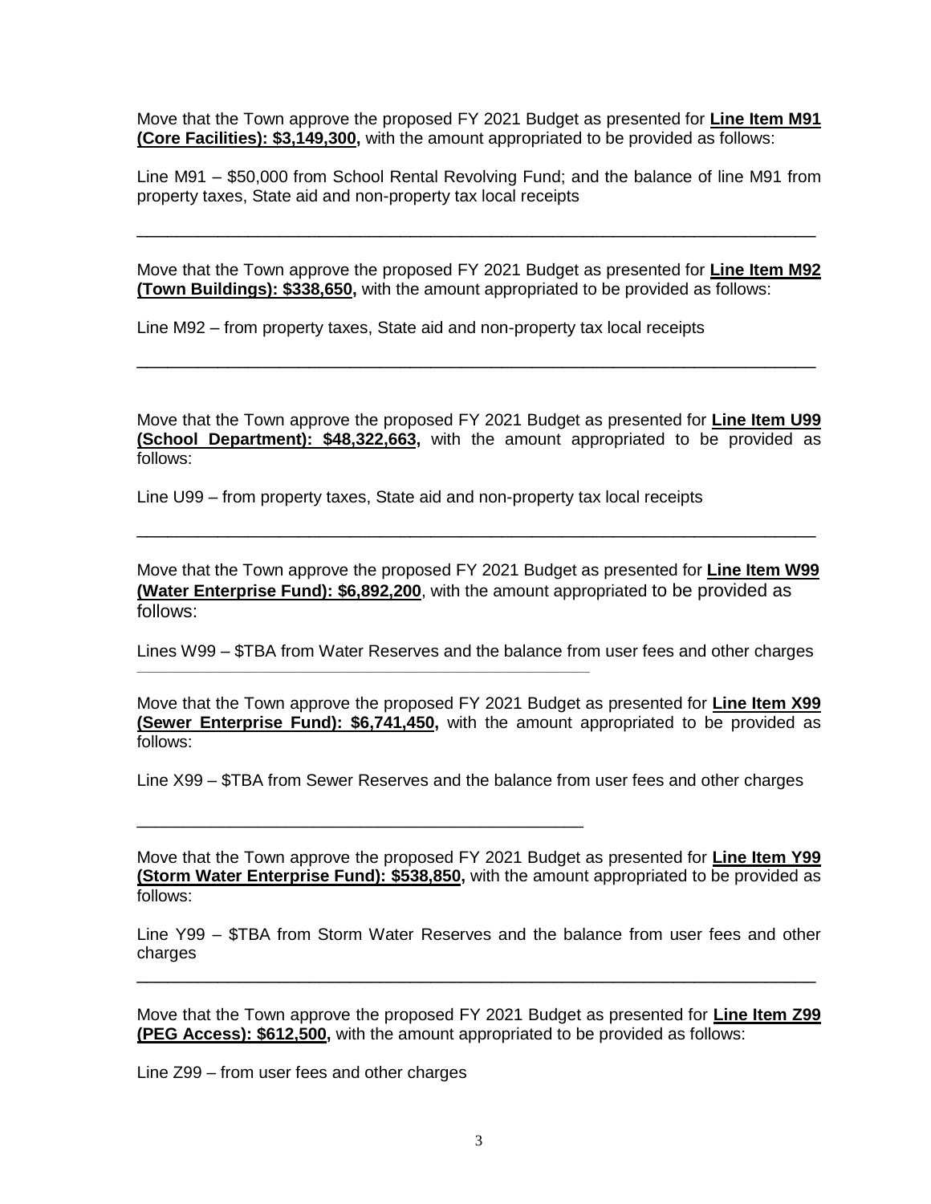Move that the Town approve the proposed FY 2021 Budget as presented for **Line Item M91 (Core Facilities): $3,149,300,** with the amount appropriated to be provided as follows:

Line M91 – $50,000 from School Rental Revolving Fund; and the balance of line M91 from property taxes, State aid and non-property tax local receipts

---

Move that the Town approve the proposed FY 2021 Budget as presented for **Line Item M92 (Town Buildings): $338,650,** with the amount appropriated to be provided as follows:

Line M92 – from property taxes, State aid and non-property tax local receipts

---

Move that the Town approve the proposed FY 2021 Budget as presented for **Line Item U99 (School Department): $48,322,663,** with the amount appropriated to be provided as follows:

Line U99 – from property taxes, State aid and non-property tax local receipts

---

Move that the Town approve the proposed FY 2021 Budget as presented for **Line Item W99 (Water Enterprise Fund): $6,892,200**, with the amount appropriated to be provided as follows:

Lines W99 – $TBA from Water Reserves and the balance from user fees and other charges

---

Move that the Town approve the proposed FY 2021 Budget as presented for **Line Item X99 (Sewer Enterprise Fund): $6,741,450,** with the amount appropriated to be provided as follows:

Line X99 – $TBA from Sewer Reserves and the balance from user fees and other charges

---

Move that the Town approve the proposed FY 2021 Budget as presented for **Line Item Y99 (Storm Water Enterprise Fund): $538,850,** with the amount appropriated to be provided as follows:

Line Y99 – $TBA from Storm Water Reserves and the balance from user fees and other charges

---

Move that the Town approve the proposed FY 2021 Budget as presented for **Line Item Z99 (PEG Access): $612,500,** with the amount appropriated to be provided as follows:

Line Z99 – from user fees and other charges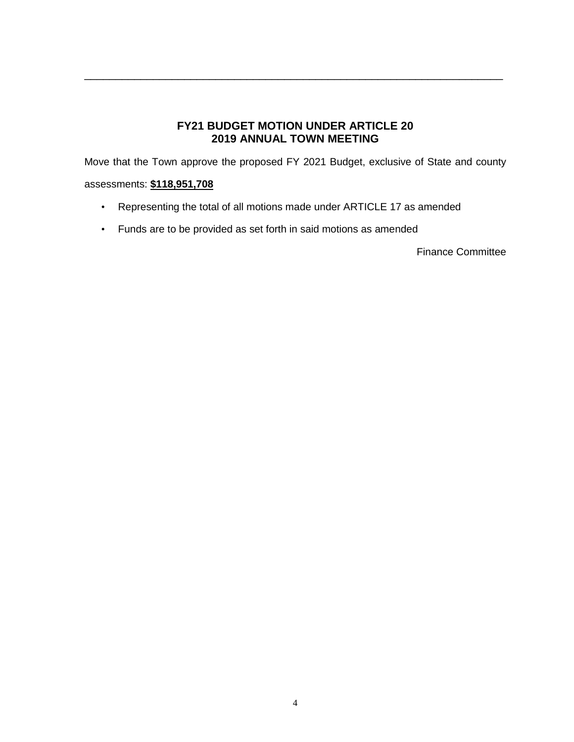---

## FY21 BUDGET MOTION UNDER ARTICLE 20
## 2019 ANNUAL TOWN MEETING

Move that the Town approve the proposed FY 2021 Budget, exclusive of State and county assessments: **$118,951,708**

- Representing the total of all motions made under ARTICLE 17 as amended
- Funds are to be provided as set forth in said motions as amended

Finance Committee